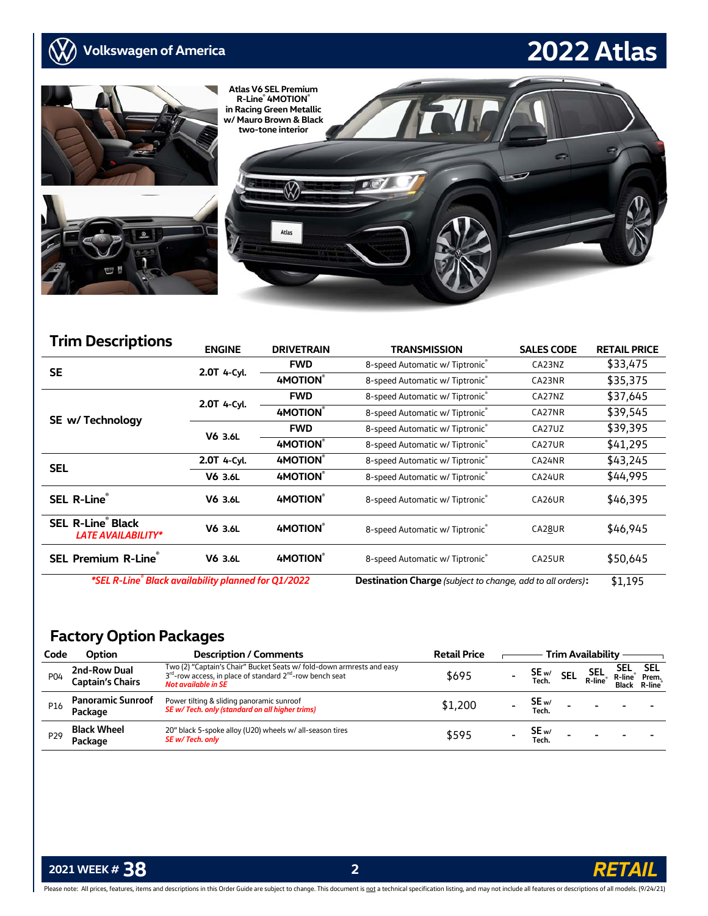# 2022 Atlas

Volkswagen of America

Atlas V6 SEL Premium R-Line® 4MOTION® in Racing Green Metallic w/ Mauro Brown & Black two-tone interior

## Trim Descriptions

| Trim | ENGINE | DRIVETRAIN | TRANSMISSION | SALES CODE | RETAIL PRICE |
|---|---|---|---|---|---|
| SE | 2.0T 4-Cyl. | FWD | 8-speed Automatic w/ Tiptronic® | CA23NZ | $33,475 |
| | | 4MOTION® | 8-speed Automatic w/ Tiptronic® | CA23NR | $35,375 |
| SE w/ Technology | 2.0T 4-Cyl. | FWD | 8-speed Automatic w/ Tiptronic® | CA27NZ | $37,645 |
| | | 4MOTION® | 8-speed Automatic w/ Tiptronic® | CA27NR | $39,545 |
| | V6 3.6L | FWD | 8-speed Automatic w/ Tiptronic® | CA27UZ | $39,395 |
| | | 4MOTION® | 8-speed Automatic w/ Tiptronic® | CA27UR | $41,295 |
| SEL | 2.0T 4-Cyl. | 4MOTION® | 8-speed Automatic w/ Tiptronic® | CA24NR | $43,245 |
| | V6 3.6L | 4MOTION® | 8-speed Automatic w/ Tiptronic® | CA24UR | $44,995 |
| SEL R-Line® | V6 3.6L | 4MOTION® | 8-speed Automatic w/ Tiptronic® | CA26UR | $46,395 |
| SEL R-Line® Black *LATE AVAILABILITY** | V6 3.6L | 4MOTION® | 8-speed Automatic w/ Tiptronic® | CA28UR | $46,945 |
| SEL Premium R-Line® | V6 3.6L | 4MOTION® | 8-speed Automatic w/ Tiptronic® | CA25UR | $50,645 |

*\*SEL R-Line® Black availability planned for Q1/2022*

**Destination Charge** *(subject to change, add to all orders)*: $1,195

## Factory Option Packages

| Code | Option | Description / Comments | Retail Price | SE | SE w/ Tech. | SEL | SEL R-line® | SEL R-line® Black | SEL Prem. R-Line® |
|---|---|---|---|---|---|---|---|---|---|
| P04 | 2nd-Row Dual Captain's Chairs | Two (2) "Captain's Chair" Bucket Seats w/ fold-down armrests and easy 3rd-row access, in place of standard 2nd-row bench seat *Not available in SE* | $695 | - | SE w/ Tech. | SEL | SEL R-line® | SEL R-line® Black | SEL Prem. R-Line® |
| P16 | Panoramic Sunroof Package | Power tilting & sliding panoramic sunroof *SE w/ Tech. only (standard on all higher trims)* | $1,200 | - | SE w/ Tech. | - | - | - | - |
| P29 | Black Wheel Package | 20" black 5-spoke alloy (U20) wheels w/ all-season tires *SE w/ Tech. only* | $595 | - | SE w/ Tech. | - | - | - | - |

2021 WEEK # 38 — RETAIL

Please note: All prices, features, items and descriptions in this Order Guide are subject to change. This document is not a technical specification listing, and may not include all features or descriptions of all models. (9/24/21)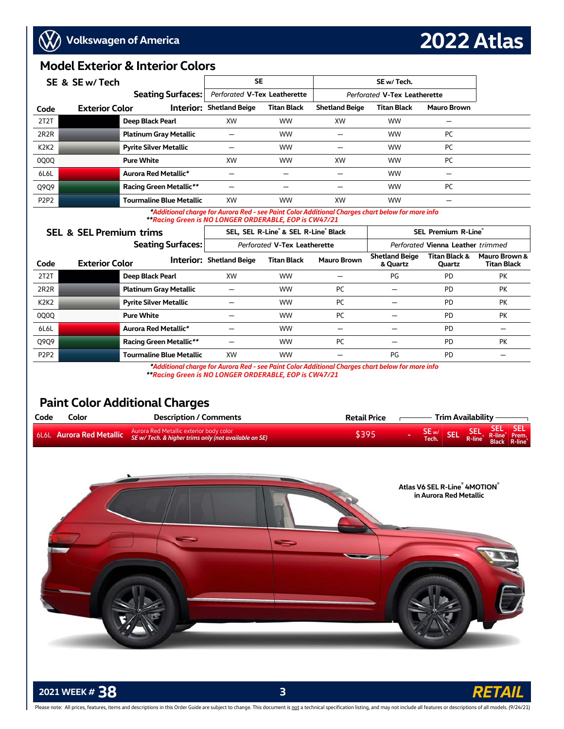## Model Exterior & Interior Colors

### SE & SE w/ Tech

| Code | Exterior Color | | SE | | SE w/ Tech. | | |
|---|---|---|---|---|---|---|---|
| | | Seating Surfaces: | *Perforated* **V-Tex Leatherette** | | *Perforated* **V-Tex Leatherette** | | |
| | | Interior: | Shetland Beige | Titan Black | Shetland Beige | Titan Black | Mauro Brown |
| 2T2T | | Deep Black Pearl | XW | WW | XW | WW | – |
| 2R2R | | Platinum Gray Metallic | – | WW | – | WW | PC |
| K2K2 | | Pyrite Silver Metallic | – | WW | – | WW | PC |
| 0Q0Q | | Pure White | XW | WW | XW | WW | PC |
| 6L6L | | Aurora Red Metallic* | – | – | – | WW | – |
| Q9Q9 | | Racing Green Metallic** | – | – | – | WW | PC |
| P2P2 | | Tourmaline Blue Metallic | XW | WW | XW | WW | – |

**Additional charge for Aurora Red - see Paint Color Additional Charges chart below for more info*
***Racing Green is NO LONGER ORDERABLE, EOP is CW47/21*

### SEL & SEL Premium trims

| Code | Exterior Color | | SEL, SEL R-Line® & SEL R-Line® Black | | | SEL Premium R-Line® | | |
|---|---|---|---|---|---|---|---|---|
| | | Seating Surfaces: | *Perforated* **V-Tex Leatherette** | | | *Perforated* **Vienna Leather** *trimmed* | | |
| | | Interior: | Shetland Beige | Titan Black | Mauro Brown | Shetland Beige & Quartz | Titan Black & Quartz | Mauro Brown & Titan Black |
| 2T2T | | Deep Black Pearl | XW | WW | – | PG | PD | PK |
| 2R2R | | Platinum Gray Metallic | – | WW | PC | – | PD | PK |
| K2K2 | | Pyrite Silver Metallic | – | WW | PC | – | PD | PK |
| 0Q0Q | | Pure White | – | WW | PC | – | PD | PK |
| 6L6L | | Aurora Red Metallic* | – | WW | – | – | PD | – |
| Q9Q9 | | Racing Green Metallic** | – | WW | PC | – | PD | PK |
| P2P2 | | Tourmaline Blue Metallic | XW | WW | – | PG | PD | – |

**Additional charge for Aurora Red - see Paint Color Additional Charges chart below for more info*
***Racing Green is NO LONGER ORDERABLE, EOP is CW47/21*

## Paint Color Additional Charges

| Code | Color | Description / Comments | Retail Price | Trim Availability | | | | | |
|---|---|---|---|---|---|---|---|---|---|
| 6L6L | Aurora Red Metallic | Aurora Red Metallic exterior body color *SE w/ Tech. & higher trims only (not available on SE)* | $395 | - | SE w/ Tech. | SEL | SEL R-line® | SEL R-line® Black | SEL Prem. R-line® |

Atlas V6 SEL R-Line® 4MOTION® in Aurora Red Metallic

Please note: All prices, features, items and descriptions in this Order Guide are subject to change. This document is not a technical specification listing, and may not include all features or descriptions of all models. (9/24/21)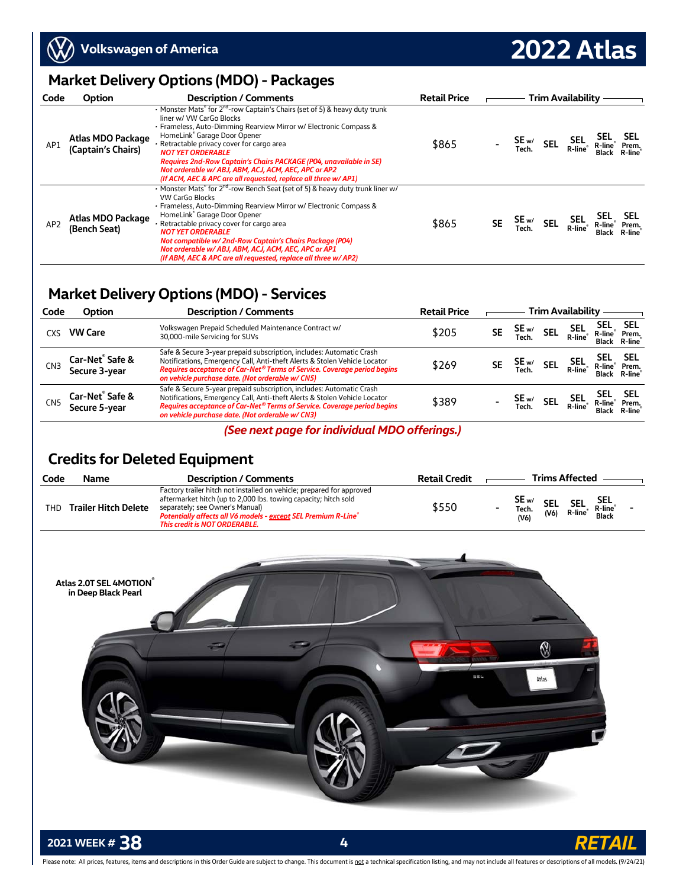## Market Delivery Options (MDO) - Packages

| Code | Option | Description / Comments | Retail Price | SE | SE w/ Tech. | SEL | SEL R-line® | SEL R-line® Black | SEL Prem. R-line® |
|---|---|---|---|---|---|---|---|---|---|
| AP1 | Atlas MDO Package (Captain's Chairs) | • Monster Mats® for 2nd-row Captain's Chairs (set of 5) & heavy duty trunk liner w/ VW CarGo Blocks<br>• Frameless, Auto-Dimming Rearview Mirror w/ Electronic Compass & HomeLink® Garage Door Opener<br>• Retractable privacy cover for cargo area<br>*NOT YET ORDERABLE*<br>*Requires 2nd-Row Captain's Chairs PACKAGE (P04, unavailable in SE)*<br>*Not orderable w/ ABJ, ABM, ACJ, ACM, AEC, APC or AP2*<br>*(If ACM, AEC & APC are all requested, replace all three w/ AP1)* | $865 | - | SE w/ Tech. | SEL | SEL R-line® | SEL R-line® Black | SEL Prem. R-line® |
| AP2 | Atlas MDO Package (Bench Seat) | • Monster Mats® for 2nd-row Bench Seat (set of 5) & heavy duty trunk liner w/ VW CarGo Blocks<br>• Frameless, Auto-Dimming Rearview Mirror w/ Electronic Compass & HomeLink® Garage Door Opener<br>• Retractable privacy cover for cargo area<br>*NOT YET ORDERABLE*<br>*Not compatible w/ 2nd-Row Captain's Chairs Package (P04)*<br>*Not orderable w/ ABJ, ABM, ACJ, ACM, AEC, APC or AP1*<br>*(If ABM, AEC & APC are all requested, replace all three w/ AP2)* | $865 | SE | SE w/ Tech. | SEL | SEL R-line® | SEL R-line® Black | SEL Prem. R-line® |

## Market Delivery Options (MDO) - Services

| Code | Option | Description / Comments | Retail Price | SE | SE w/ Tech. | SEL | SEL R-line® | SEL R-line® Black | SEL Prem. R-line® |
|---|---|---|---|---|---|---|---|---|---|
| CXS | VW Care | Volkswagen Prepaid Scheduled Maintenance Contract w/ 30,000-mile Servicing for SUVs | $205 | SE | SE w/ Tech. | SEL | SEL R-line® | SEL R-line® Black | SEL Prem. R-line® |
| CN3 | Car-Net® Safe & Secure 3-year | Safe & Secure 3-year prepaid subscription, includes: Automatic Crash Notifications, Emergency Call, Anti-theft Alerts & Stolen Vehicle Locator<br>*Requires acceptance of Car-Net® Terms of Service. Coverage period begins on vehicle purchase date. (Not orderable w/ CN5)* | $269 | SE | SE w/ Tech. | SEL | SEL R-line® | SEL R-line® Black | SEL Prem. R-line® |
| CN5 | Car-Net® Safe & Secure 5-year | Safe & Secure 5-year prepaid subscription, includes: Automatic Crash Notifications, Emergency Call, Anti-theft Alerts & Stolen Vehicle Locator<br>*Requires acceptance of Car-Net® Terms of Service. Coverage period begins on vehicle purchase date. (Not orderable w/ CN3)* | $389 | - | SE w/ Tech. | SEL | SEL R-line® | SEL R-line® Black | SEL Prem. R-line® |

***(See next page for individual MDO offerings.)***

## Credits for Deleted Equipment

| Code | Name | Description / Comments | Retail Credit | SE | SE w/ Tech. (V6) | SEL (V6) | SEL R-line® | SEL R-line® Black | SEL Prem. R-line® |
|---|---|---|---|---|---|---|---|---|---|
| THD | Trailer Hitch Delete | Factory trailer hitch not installed on vehicle; prepared for approved aftermarket hitch (up to 2,000 lbs. towing capacity; hitch sold separately; see Owner's Manual)<br>*Potentially affects all V6 models - except SEL Premium R-Line®*<br>*This credit is NOT ORDERABLE.* | $550 | - | SE w/ Tech. (V6) | SEL (V6) | SEL R-line® | SEL R-line® Black | - |

Atlas 2.0T SEL 4MOTION® in Deep Black Pearl

Please note: All prices, features, items and descriptions in this Order Guide are subject to change. This document is not a technical specification listing, and may not include all features or descriptions of all models. (9/24/21)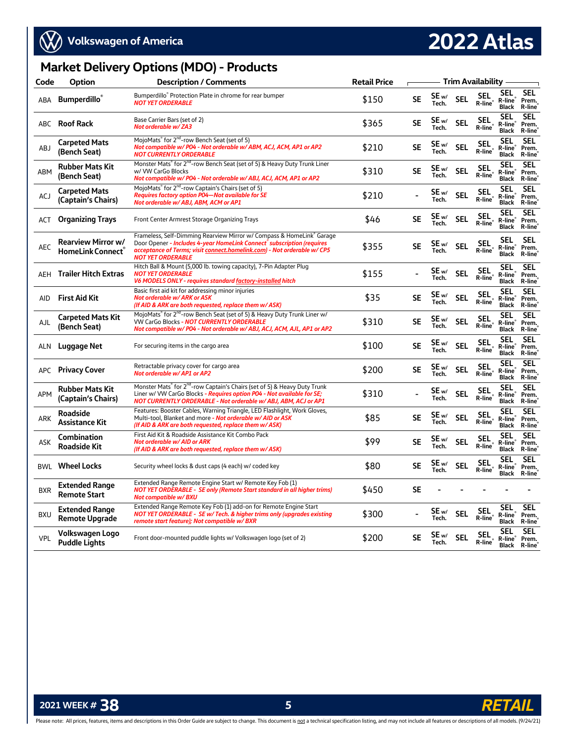# 2022 Atlas

## Market Delivery Options (MDO) - Products

| Code | Option | Description / Comments | Retail Price | Trim Availability | | | | | |
|---|---|---|---|---|---|---|---|---|---|
| | | | | SE | SE w/ Tech. | SEL | SEL R-line® | SEL R-line® Black | SEL Prem. R-line® |
| ABA | **Bumperdillo®** | Bumperdillo® Protection Plate in chrome for rear bumper *NOT YET ORDERABLE* | $150 | SE | SE w/ Tech. | SEL | SEL R-line® | SEL R-line® Black | SEL Prem. R-line® |
| ABC | **Roof Rack** | Base Carrier Bars (set of 2) *Not orderable w/ ZA3* | $365 | SE | SE w/ Tech. | SEL | SEL R-line® | SEL R-line® Black | SEL Prem. R-line® |
| ABJ | **Carpeted Mats (Bench Seat)** | MojoMats® for 2nd-row Bench Seat (set of 5) *Not compatible w/ P04 - Not orderable w/ ABM, ACJ, ACM, AP1 or AP2* *NOT CURRENTLY ORDERABLE* | $210 | SE | SE w/ Tech. | SEL | SEL R-line® | SEL R-line® Black | SEL Prem. R-line® |
| ABM | **Rubber Mats Kit (Bench Seat)** | Monster Mats® for 2nd-row Bench Seat (set of 5) & Heavy Duty Trunk Liner w/ VW CarGo Blocks *Not compatible w/ P04 - Not orderable w/ ABJ, ACJ, ACM, AP1 or AP2* | $310 | SE | SE w/ Tech. | SEL | SEL R-line® | SEL R-line® Black | SEL Prem. R-line® |
| ACJ | **Carpeted Mats (Captain's Chairs)** | MojoMats® for 2nd-row Captain's Chairs (set of 5) *Requires factory option P04—Not available for SE* *Not orderable w/ ABJ, ABM, ACM or AP1* | $210 | - | SE w/ Tech. | SEL | SEL R-line® | SEL R-line® Black | SEL Prem. R-line® |
| ACT | **Organizing Trays** | Front Center Armrest Storage Organizing Trays | $46 | SE | SE w/ Tech. | SEL | SEL R-line® | SEL R-line® Black | SEL Prem. R-line® |
| AEC | **Rearview Mirror w/ HomeLink Connect®** | Frameless, Self-Dimming Rearview Mirror w/ Compass & HomeLink® Garage Door Opener *- Includes 4-year HomeLink Connect® subscription (requires acceptance of Terms; visit connect.homelink.com) - Not orderable w/ CP5* *NOT YET ORDERABLE* | $355 | SE | SE w/ Tech. | SEL | SEL R-line® | SEL R-line® Black | SEL Prem. R-line® |
| AEH | **Trailer Hitch Extras** | Hitch Ball & Mount (5,000 lb. towing capacity), 7-Pin Adapter Plug *NOT YET ORDERABLE* *V6 MODELS ONLY - requires standard factory-installed hitch* | $155 | - | SE w/ Tech. | SEL | SEL R-line® | SEL R-line® Black | SEL Prem. R-line® |
| AID | **First Aid Kit** | Basic first aid kit for addressing minor injuries *Not orderable w/ ARK or ASK* *(If AID & ARK are both requested, replace them w/ ASK)* | $35 | SE | SE w/ Tech. | SEL | SEL R-line® | SEL R-line® Black | SEL Prem. R-line® |
| AJL | **Carpeted Mats Kit (Bench Seat)** | MojoMats® for 2nd-row Bench Seat (set of 5) & Heavy Duty Trunk Liner w/ VW CarGo Blocks *- NOT CURRENTLY ORDERABLE* *Not compatible w/ P04 - Not orderable w/ ABJ, ACJ, ACM, AJL, AP1 or AP2* | $310 | SE | SE w/ Tech. | SEL | SEL R-line® | SEL R-line® Black | SEL Prem. R-line® |
| ALN | **Luggage Net** | For securing items in the cargo area | $100 | SE | SE w/ Tech. | SEL | SEL R-line® | SEL R-line® Black | SEL Prem. R-line® |
| APC | **Privacy Cover** | Retractable privacy cover for cargo area *Not orderable w/ AP1 or AP2* | $200 | SE | SE w/ Tech. | SEL | SEL R-line® | SEL R-line® Black | SEL Prem. R-line® |
| APM | **Rubber Mats Kit (Captain's Chairs)** | Monster Mats® for 2nd-row Captain's Chairs (set of 5) & Heavy Duty Trunk Liner w/ VW CarGo Blocks *- Requires option P04 - Not available for SE;* *NOT CURRENTLY ORDERABLE - Not orderable w/ ABJ, ABM, ACJ or AP1* | $310 | - | SE w/ Tech. | SEL | SEL R-line® | SEL R-line® Black | SEL Prem. R-line® |
| ARK | **Roadside Assistance Kit** | Features: Booster Cables, Warning Triangle, LED Flashlight, Work Gloves, Multi-tool, Blanket and more *- Not orderable w/ AID or ASK* *(If AID & ARK are both requested, replace them w/ ASK)* | $85 | SE | SE w/ Tech. | SEL | SEL R-line® | SEL R-line® Black | SEL Prem. R-line® |
| ASK | **Combination Roadside Kit** | First Aid Kit & Roadside Assistance Kit Combo Pack *Not orderable w/ AID or ARK* *(If AID & ARK are both requested, replace them w/ ASK)* | $99 | SE | SE w/ Tech. | SEL | SEL R-line® | SEL R-line® Black | SEL Prem. R-line® |
| BWL | **Wheel Locks** | Security wheel locks & dust caps (4 each) w/ coded key | $80 | SE | SE w/ Tech. | SEL | SEL R-line® | SEL R-line® Black | SEL Prem. R-line® |
| BXR | **Extended Range Remote Start** | Extended Range Remote Engine Start w/ Remote Key Fob (1) *NOT YET ORDERABLE - SE only (Remote Start standard in all higher trims)* *Not compatible w/ BXU* | $450 | SE | - | - | - | - | - |
| BXU | **Extended Range Remote Upgrade** | Extended Range Remote Key Fob (1) add-on for Remote Engine Start *NOT YET ORDERABLE - SE w/ Tech. & higher trims only (upgrades existing remote start feature); Not compatible w/ BXR* | $300 | - | SE w/ Tech. | SEL | SEL R-line® | SEL R-line® Black | SEL Prem. R-line® |
| VPL | **Volkswagen Logo Puddle Lights** | Front door-mounted puddle lights w/ Volkswagen logo (set of 2) | $200 | SE | SE w/ Tech. | SEL | SEL R-line® | SEL R-line® Black | SEL Prem. R-line® |

2021 WEEK # 38 — RETAIL

Please note: All prices, features, items and descriptions in this Order Guide are subject to change. This document is not a technical specification listing, and may not include all features or descriptions of all models. (9/24/21)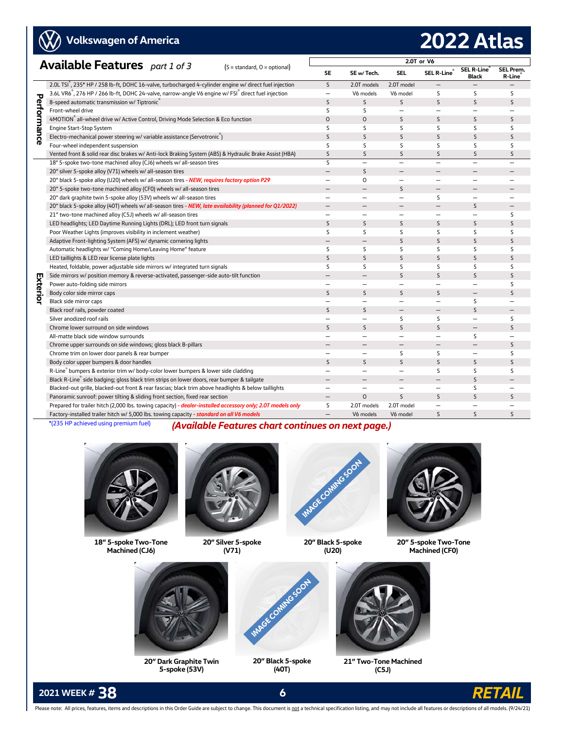# 2022 Atlas

## Available Features *part 1 of 3*

(S = standard, O = optional)

| | Feature | SE | SE w/ Tech. | SEL | SEL R-Line® | SEL R-Line® Black | SEL Prem. R-Line® |
|---|---|---|---|---|---|---|---|
| | | 2.0T or V6 | | | | | |
| Performance | 2.0L TSI®, 235* HP / 258 lb-ft, DOHC 16-valve, turbocharged 4-cylinder engine w/ direct fuel injection | S | 2.0T models | 2.0T model | – | – | – |
| | 3.6L VR6®, 276 HP / 266 lb-ft, DOHC 24-valve, narrow-angle V6 engine w/ FSI® direct fuel injection | – | V6 models | V6 model | S | S | S |
| | 8-speed automatic transmission w/ Tiptronic® | S | S | S | S | S | S |
| | Front-wheel drive | S | S | – | – | – | – |
| | 4MOTION® all-wheel drive w/ Active Control, Driving Mode Selection & Eco function | O | O | S | S | S | S |
| | Engine Start-Stop System | S | S | S | S | S | S |
| | Electro-mechanical power steering w/ variable assistance (Servotronic®) | S | S | S | S | S | S |
| | Four-wheel independent suspension | S | S | S | S | S | S |
| | Vented front & solid rear disc brakes w/ Anti-lock Braking System (ABS) & Hydraulic Brake Assist (HBA) | S | S | S | S | S | S |
| Exterior | 18" 5-spoke two-tone machined alloy (CJ6) wheels w/ all-season tires | S | – | – | – | – | – |
| | 20" silver 5-spoke alloy (V71) wheels w/ all-season tires | – | S | – | – | – | – |
| | 20" black 5-spoke alloy (U20) wheels w/ all-season tires - ***NEW, requires factory option P29*** | – | O | – | – | – | – |
| | 20" 5-spoke two-tone machined alloy (CF0) wheels w/ all-season tires | – | – | S | – | – | – |
| | 20" dark graphite twin 5-spoke alloy (53V) wheels w/ all-season tires | – | – | – | S | – | – |
| | 20" black 5-spoke alloy (40T) wheels w/ all-season tires - ***NEW, late availability (planned for Q1/2022)*** | – | – | – | – | S | – |
| | 21" two-tone machined alloy (C5J) wheels w/ all-season tires | – | – | – | – | – | S |
| | LED headlights; LED Daytime Running Lights (DRL); LED front turn signals | S | S | S | S | S | S |
| | Poor Weather Lights (improves visibility in inclement weather) | S | S | S | S | S | S |
| | Adaptive Front-lighting System (AFS) w/ dynamic cornering lights | – | – | S | S | S | S |
| | Automatic headlights w/ "Coming Home/Leaving Home" feature | S | S | S | S | S | S |
| | LED taillights & LED rear license plate lights | S | S | S | S | S | S |
| | Heated, foldable, power adjustable side mirrors w/ integrated turn signals | S | S | S | S | S | S |
| | Side mirrors w/ position memory & reverse-activated, passenger-side auto-tilt function | – | – | S | S | S | S |
| | Power auto-folding side mirrors | – | – | – | – | – | S |
| | Body color side mirror caps | S | S | S | S | – | S |
| | Black side mirror caps | – | – | – | – | S | – |
| | Black roof rails, powder coated | S | S | – | – | S | – |
| | Silver anodized roof rails | – | – | S | S | – | S |
| | Chrome lower surround on side windows | S | S | S | S | – | S |
| | All-matte black side window surrounds | – | – | – | – | S | – |
| | Chrome upper surrounds on side windows; gloss black B-pillars | – | – | – | – | – | S |
| | Chrome trim on lower door panels & rear bumper | – | – | S | S | – | S |
| | Body color upper bumpers & door handles | S | S | S | S | S | S |
| | R-Line® bumpers & exterior trim w/ body-color lower bumpers & lower side cladding | – | – | – | S | S | S |
| | Black R-Line® side badging; gloss black trim strips on lower doors, rear bumper & tailgate | – | – | – | – | S | – |
| | Blacked-out grille, blacked-out front & rear fascias; black trim above headlights & below taillights | – | – | – | – | S | – |
| | Panoramic sunroof: power tilting & sliding front section, fixed rear section | – | O | S | S | S | S |
| | Prepared for trailer hitch (2,000 lbs. towing capacity) - ***dealer-installed accessory only; 2.0T models only*** | S | 2.0T models | 2.0T model | – | – | – |
| | Factory-installed trailer hitch w/ 5,000 lbs. towing capacity - ***standard on all V6 models*** | – | V6 models | V6 model | S | S | S |

*(235 HP achieved using premium fuel)

***(Available Features chart continues on next page.)***

**18" 5-spoke Two-Tone Machined (CJ6)**

**20" Silver 5-spoke (V71)**

**20" Black 5-spoke (U20)**

**20" 5-spoke Two-Tone Machined (CF0)**

**20" Dark Graphite Twin 5-spoke (53V)**

**20" Black 5-spoke (40T)**

**21" Two-Tone Machined (C5J)**

Please note: All prices, features, items and descriptions in this Order Guide are subject to change. This document is not a technical specification listing, and may not include all features or descriptions of all models. (9/24/21)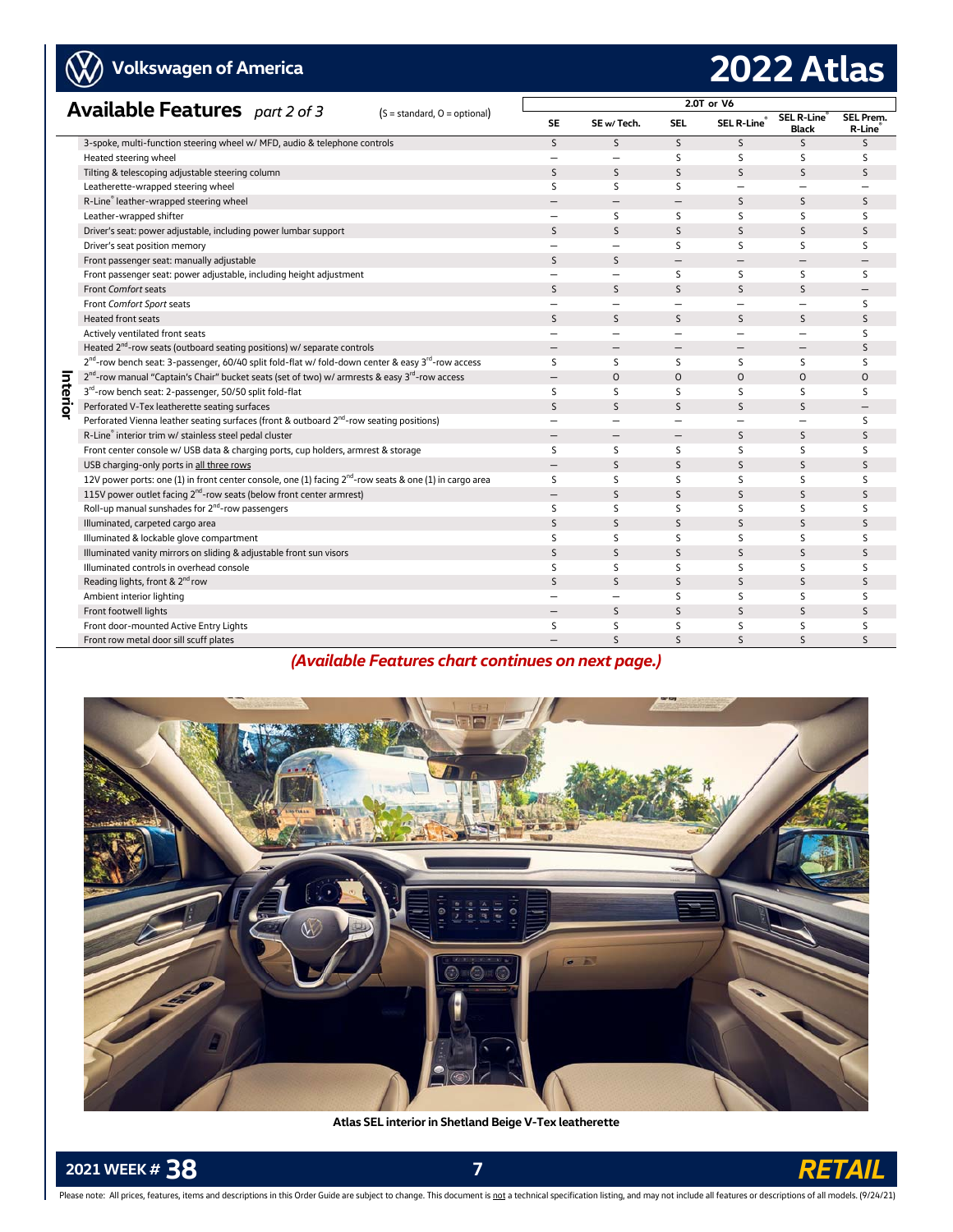## Available Features *part 2 of 3*

(S = standard, O = optional)

**Interior**

| | 2.0T or V6 | | | | | |
|---|---|---|---|---|---|---|
| | SE | SE w/ Tech. | SEL | SEL R-Line® | SEL R-Line® Black | SEL Prem. R-Line® |
| 3-spoke, multi-function steering wheel w/ MFD, audio & telephone controls | S | S | S | S | S | S |
| Heated steering wheel | – | – | S | S | S | S |
| Tilting & telescoping adjustable steering column | S | S | S | S | S | S |
| Leatherette-wrapped steering wheel | S | S | S | – | – | – |
| R-Line® leather-wrapped steering wheel | – | – | – | S | S | S |
| Leather-wrapped shifter | – | S | S | S | S | S |
| Driver's seat: power adjustable, including power lumbar support | S | S | S | S | S | S |
| Driver's seat position memory | – | – | S | S | S | S |
| Front passenger seat: manually adjustable | S | S | – | – | – | – |
| Front passenger seat: power adjustable, including height adjustment | – | – | S | S | S | S |
| Front *Comfort* seats | S | S | S | S | S | – |
| Front *Comfort Sport* seats | – | – | – | – | – | S |
| Heated front seats | S | S | S | S | S | S |
| Actively ventilated front seats | – | – | – | – | – | S |
| Heated 2nd-row seats (outboard seating positions) w/ separate controls | – | – | – | – | – | S |
| 2nd-row bench seat: 3-passenger, 60/40 split fold-flat w/ fold-down center & easy 3rd-row access | S | S | S | S | S | S |
| 2nd-row manual "Captain's Chair" bucket seats (set of two) w/ armrests & easy 3rd-row access | – | O | O | O | O | O |
| 3rd-row bench seat: 2-passenger, 50/50 split fold-flat | S | S | S | S | S | S |
| Perforated V-Tex leatherette seating surfaces | S | S | S | S | S | – |
| Perforated Vienna leather seating surfaces (front & outboard 2nd-row seating positions) | – | – | – | – | – | S |
| R-Line® interior trim w/ stainless steel pedal cluster | – | – | – | S | S | S |
| Front center console w/ USB data & charging ports, cup holders, armrest & storage | S | S | S | S | S | S |
| USB charging-only ports in all three rows | – | S | S | S | S | S |
| 12V power ports: one (1) in front center console, one (1) facing 2nd-row seats & one (1) in cargo area | S | S | S | S | S | S |
| 115V power outlet facing 2nd-row seats (below front center armrest) | – | S | S | S | S | S |
| Roll-up manual sunshades for 2nd-row passengers | S | S | S | S | S | S |
| Illuminated, carpeted cargo area | S | S | S | S | S | S |
| Illuminated & lockable glove compartment | S | S | S | S | S | S |
| Illuminated vanity mirrors on sliding & adjustable front sun visors | S | S | S | S | S | S |
| Illuminated controls in overhead console | S | S | S | S | S | S |
| Reading lights, front & 2nd row | S | S | S | S | S | S |
| Ambient interior lighting | – | – | S | S | S | S |
| Front footwell lights | – | S | S | S | S | S |
| Front door-mounted Active Entry Lights | S | S | S | S | S | S |
| Front row metal door sill scuff plates | – | S | S | S | S | S |

***(Available Features chart continues on next page.)***

**Atlas SEL interior in Shetland Beige V-Tex leatherette**

Please note: All prices, features, items and descriptions in this Order Guide are subject to change. This document is not a technical specification listing, and may not include all features or descriptions of all models. (9/24/21)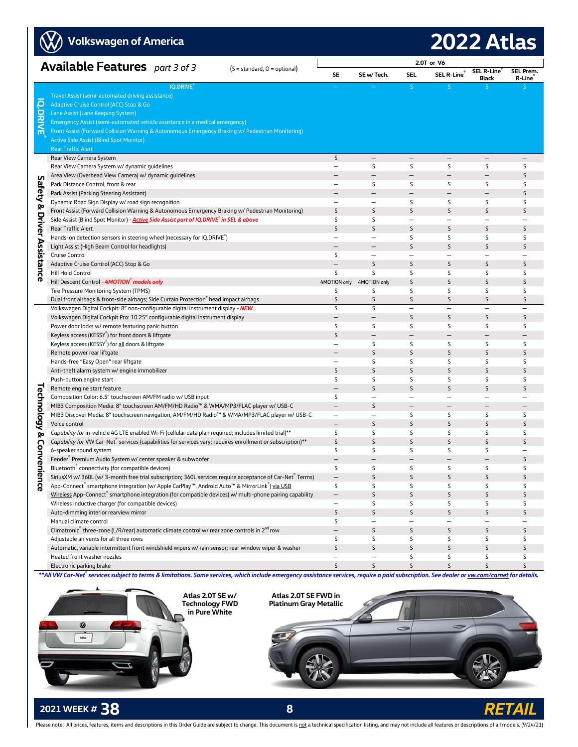# 2022 Atlas

## Available Features *part 3 of 3*

(S = standard, O = optional)

| | | 2.0T or V6 | | | | | |
|---|---|---|---|---|---|---|---|
| | | SE | SE w/ Tech. | SEL | SEL R-Line® | SEL R-Line® Black | SEL Prem. R-Line® |
| IQ.DRIVE® | IQ.DRIVE® | – | – | S | S | S | S |
| | Travel Assist (semi-automated driving assistance) | | | | | | |
| | Adaptive Cruise Control (ACC) Stop & Go | | | | | | |
| | Lane Assist (Lane Keeping System) | | | | | | |
| | Emergency Assist (semi-automated vehicle assistance in a medical emergency) | | | | | | |
| | Front Assist (Forward Collision Warning & Autonomous Emergency Braking w/ Pedestrian Monitoring) | | | | | | |
| | Active Side Assist (Blind Spot Monitor) | | | | | | |
| | Rear Traffic Alert | | | | | | |
| Safety & Driver Assistance | Rear View Camera System | S | – | – | – | – | – |
| | Rear View Camera System w/ dynamic guidelines | – | S | S | S | S | S |
| | Area View (Overhead View Camera) w/ dynamic guidelines | – | – | – | – | – | S |
| | Park Distance Control, front & rear | – | S | S | S | S | S |
| | Park Assist (Parking Steering Assistant) | – | – | – | – | – | S |
| | Dynamic Road Sign Display w/ road sign recognition | – | – | S | S | S | S |
| | Front Assist (Forward Collision Warning & Autonomous Emergency Braking w/ Pedestrian Monitoring) | S | S | S | S | S | S |
| | Side Assist (Blind Spot Monitor) - ***Active Side Assist part of IQ.DRIVE® in SEL & above*** | S | S | – | – | – | – |
| | Rear Traffic Alert | S | S | S | S | S | S |
| | Hands-on detection sensors in steering wheel (necessary for IQ.DRIVE®) | – | – | S | S | S | S |
| | Light Assist (High Beam Control for headlights) | – | – | S | S | S | S |
| | Cruise Control | S | – | – | – | – | – |
| | Adaptive Cruise Control (ACC) Stop & Go | – | S | S | S | S | S |
| | Hill Hold Control | S | S | S | S | S | S |
| | Hill Descent Control - ***4MOTION® models only*** | 4MOTION only | 4MOTION only | S | S | S | S |
| | Tire Pressure Monitoring System (TPMS) | S | S | S | S | S | S |
| | Dual front airbags & front-side airbags; Side Curtain Protection® head impact airbags | S | S | S | S | S | S |
| Technology & Convenience | Volkswagen Digital Cockpit: 8" non-configurable digital instrument display - ***NEW*** | S | S | – | – | – | – |
| | Volkswagen Digital Cockpit Pro: 10.25" configurable digital instrument display | – | – | S | S | S | S |
| | Power door locks w/ remote featuring panic button | S | S | S | S | S | S |
| | Keyless access (KESSY®) for front doors & liftgate | S | – | – | – | – | – |
| | Keyless access (KESSY®) for all doors & liftgate | – | S | S | S | S | S |
| | Remote power rear liftgate | – | S | S | S | S | S |
| | Hands-free "Easy Open" rear liftgate | – | S | S | S | S | S |
| | Anti-theft alarm system w/ engine immobilizer | S | S | S | S | S | S |
| | Push-button engine start | S | S | S | S | S | S |
| | Remote engine start feature | – | S | S | S | S | S |
| | Composition Color: 6.5" touchscreen AM/FM radio w/ USB input | S | – | – | – | – | – |
| | MIB3 Composition Media: 8" touchscreen AM/FM/HD Radio™ & WMA/MP3/FLAC player w/ USB-C | – | S | – | – | – | – |
| | MIB3 Discover Media: 8" touchscreen navigation, AM/FM/HD Radio™ & WMA/MP3/FLAC player w/ USB-C | – | – | S | S | S | S |
| | Voice control | – | S | S | S | S | S |
| | *Capability for* in-vehicle 4G LTE enabled Wi-Fi (cellular data plan required; includes limited trial)** | S | S | S | S | S | S |
| | *Capability for* VW Car-Net® services (capabilities for services vary; requires enrollment or subscription)** | S | S | S | S | S | S |
| | 6-speaker sound system | S | S | S | S | S | – |
| | Fender® Premium Audio System w/ center speaker & subwoofer | – | – | – | – | – | S |
| | Bluetooth® connectivity (for compatible devices) | S | S | S | S | S | S |
| | SiriusXM w/ 360L (w/ 3-month free trial subscription; 360L services require acceptance of Car-Net® Terms) | – | S | S | S | S | S |
| | App-Connect® smartphone integration (w/ Apple CarPlay™, Android Auto™ & MirrorLink®) via USB | S | S | S | S | S | S |
| | Wireless App-Connect® smartphone integration (for compatible devices) w/ multi-phone pairing capability | – | S | S | S | S | S |
| | Wireless inductive charger (for compatible devices) | – | S | S | S | S | S |
| | Auto-dimming interior rearview mirror | S | S | S | S | S | S |
| | Manual climate control | S | – | – | – | – | – |
| | Climatronic® three-zone (L/R/rear) automatic climate control w/ rear zone controls in 2nd row | – | S | S | S | S | S |
| | Adjustable air vents for all three rows | S | S | S | S | S | S |
| | Automatic, variable intermittent front windshield wipers w/ rain sensor; rear window wiper & washer | S | S | S | S | S | S |
| | Heated front washer nozzles | – | – | S | S | S | S |
| | Electronic parking brake | S | S | S | S | S | S |

***\*\*All VW Car-Net® services subject to terms & limitations. Some services, which include emergency assistance services, require a paid subscription. See dealer or vw.com/carnet for details.***

**Atlas 2.0T SE w/ Technology FWD in Pure White**

**Atlas 2.0T SE FWD in Platinum Gray Metallic**

**2021 WEEK # 38**

***RETAIL***

Please note: All prices, features, items and descriptions in this Order Guide are subject to change. This document is not a technical specification listing, and may not include all features or descriptions of all models. (9/24/21)